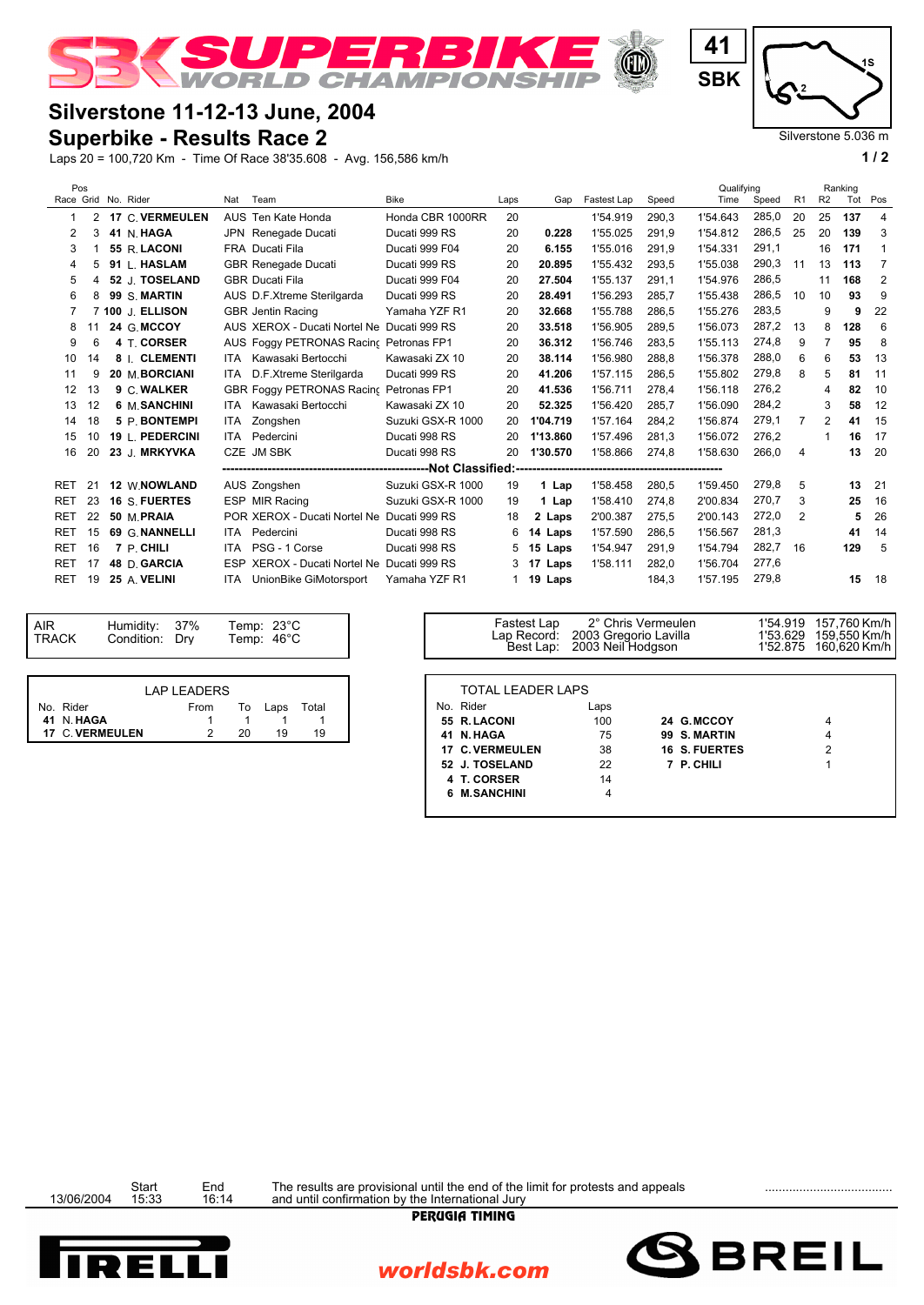# SUPERBIKE WORLD CHAMPIONSHIP

**41 SBK**

Silverstone 5.036 m

## Silverstone 11-12-13 June, 2004
## Superbike - Results Race 2

Laps 20 = 100,720 Km - Time Of Race 38'35.608 - Avg. 156,586 km/h

| Pos Race | Pos Grid | No. | Rider | Nat | Team | Bike | Laps | Gap | Fastest Lap | Speed | Qualifying Time | Qualifying Speed | R1 | R2 | Ranking Tot | Ranking Pos |
|---|---|---|---|---|---|---|---|---|---|---|---|---|---|---|---|---|
| 1 | 2 | **17** | **C. VERMEULEN** | AUS | Ten Kate Honda | Honda CBR 1000RR | 20 | | 1'54.919 | 290,3 | 1'54.643 | 285,0 | 20 | 25 | **137** | 4 |
| 2 | 3 | **41** | **N. HAGA** | JPN | Renegade Ducati | Ducati 999 RS | 20 | **0.228** | 1'55.025 | 291,9 | 1'54.812 | 286,5 | 25 | 20 | **139** | 3 |
| 3 | 1 | **55** | **R. LACONI** | FRA | Ducati Fila | Ducati 999 F04 | 20 | **6.155** | 1'55.016 | 291,9 | 1'54.331 | 291,1 | | 16 | **171** | 1 |
| 4 | 5 | **91** | **L. HASLAM** | GBR | Renegade Ducati | Ducati 999 RS | 20 | **20.895** | 1'55.432 | 293,5 | 1'55.038 | 290,3 | 11 | 13 | **113** | 7 |
| 5 | 4 | **52** | **J. TOSELAND** | GBR | Ducati Fila | Ducati 999 F04 | 20 | **27.504** | 1'55.137 | 291,1 | 1'54.976 | 286,5 | | 11 | **168** | 2 |
| 6 | 8 | **99** | **S. MARTIN** | AUS | D.F.Xtreme Sterilgarda | Ducati 999 RS | 20 | **28.491** | 1'56.293 | 285,7 | 1'55.438 | 286,5 | 10 | 10 | **93** | 9 |
| 7 | 7 | **100** | **J. ELLISON** | GBR | Jentin Racing | Yamaha YZF R1 | 20 | **32.668** | 1'55.788 | 286,5 | 1'55.276 | 283,5 | | 9 | **9** | 22 |
| 8 | 11 | **24** | **G. MCCOY** | AUS | XEROX - Ducati Nortel Ne | Ducati 999 RS | 20 | **33.518** | 1'56.905 | 289,5 | 1'56.073 | 287,2 | 13 | 8 | **128** | 6 |
| 9 | 6 | **4** | **T. CORSER** | AUS | Foggy PETRONAS Racing | Petronas FP1 | 20 | **36.312** | 1'56.746 | 283,5 | 1'55.113 | 274,8 | 9 | 7 | **95** | 8 |
| 10 | 14 | **8** | **I. CLEMENTI** | ITA | Kawasaki Bertocchi | Kawasaki ZX 10 | 20 | **38.114** | 1'56.980 | 288,8 | 1'56.378 | 288,0 | 6 | 6 | **53** | 13 |
| 11 | 9 | **20** | **M. BORCIANI** | ITA | D.F.Xtreme Sterilgarda | Ducati 999 RS | 20 | **41.206** | 1'57.115 | 286,5 | 1'55.802 | 279,8 | 8 | 5 | **81** | 11 |
| 12 | 13 | **9** | **C. WALKER** | GBR | Foggy PETRONAS Racing | Petronas FP1 | 20 | **41.536** | 1'56.711 | 278,4 | 1'56.118 | 276,2 | | 4 | **82** | 10 |
| 13 | 12 | **6** | **M. SANCHINI** | ITA | Kawasaki Bertocchi | Kawasaki ZX 10 | 20 | **52.325** | 1'56.420 | 285,7 | 1'56.090 | 284,2 | | 3 | **58** | 12 |
| 14 | 18 | **5** | **P. BONTEMPI** | ITA | Zongshen | Suzuki GSX-R 1000 | 20 | **1'04.719** | 1'57.164 | 284,2 | 1'56.874 | 279,1 | 7 | 2 | **41** | 15 |
| 15 | 10 | **19** | **L. PEDERCINI** | ITA | Pedercini | Ducati 998 RS | 20 | **1'13.860** | 1'57.496 | 281,3 | 1'56.072 | 276,2 | | 1 | **16** | 17 |
| 16 | 20 | **23** | **J. MRKYVKA** | CZE | JM SBK | Ducati 998 RS | 20 | **1'30.570** | 1'58.866 | 274,8 | 1'58.630 | 266,0 | 4 | | **13** | 20 |
| **Not Classified:** | | | | | | | | | | | | | | | | |
| RET | 21 | **12** | **W. NOWLAND** | AUS | Zongshen | Suzuki GSX-R 1000 | 19 | **1 Lap** | 1'58.458 | 280,5 | 1'59.450 | 279,8 | 5 | | **13** | 21 |
| RET | 23 | **16** | **S. FUERTES** | ESP | MIR Racing | Suzuki GSX-R 1000 | 19 | **1 Lap** | 1'58.410 | 274,8 | 2'00.834 | 270,7 | 3 | | **25** | 16 |
| RET | 22 | **50** | **M. PRAIA** | POR | XEROX - Ducati Nortel Ne | Ducati 999 RS | 18 | **2 Laps** | 2'00.387 | 275,5 | 2'00.143 | 272,0 | 2 | | **5** | 26 |
| RET | 15 | **69** | **G. NANNELLI** | ITA | Pedercini | Ducati 998 RS | 6 | **14 Laps** | 1'57.590 | 286,5 | 1'56.567 | 281,3 | | | **41** | 14 |
| RET | 16 | **7** | **P. CHILI** | ITA | PSG - 1 Corse | Ducati 998 RS | 5 | **15 Laps** | 1'54.947 | 291,9 | 1'54.794 | 282,7 | 16 | | **129** | 5 |
| RET | 17 | **48** | **D. GARCIA** | ESP | XEROX - Ducati Nortel Ne | Ducati 999 RS | 3 | **17 Laps** | 1'58.111 | 282,0 | 1'56.704 | 277,6 | | | | |
| RET | 19 | **25** | **A. VELINI** | ITA | UnionBike GiMotorsport | Yamaha YZF R1 | 1 | **19 Laps** | | 184,3 | 1'57.195 | 279,8 | | | **15** | 18 |

| | | |
|---|---|---|
| AIR | Humidity: 37% | Temp: 23°C |
| TRACK | Condition: Dry | Temp: 46°C |

| | | | |
|---|---|---|---|
| Fastest Lap | 2° Chris Vermeulen | 1'54.919 | 157,760 Km/h |
| Lap Record: | 2003 Gregorio Lavilla | 1'53.629 | 159,550 Km/h |
| Best Lap: | 2003 Neil Hodgson | 1'52.875 | 160,620 Km/h |

**LAP LEADERS**

| No. | Rider | From | To | Laps | Total |
|---|---|---|---|---|---|
| **41** | **N. HAGA** | 1 | 1 | 1 | 1 |
| **17** | **C. VERMEULEN** | 2 | 20 | 19 | 19 |

**TOTAL LEADER LAPS**

| No. | Rider | Laps | No. | Rider | Laps |
|---|---|---|---|---|---|
| **55** | **R. LACONI** | 100 | **24** | **G. MCCOY** | 4 |
| **41** | **N. HAGA** | 75 | **99** | **S. MARTIN** | 4 |
| **17** | **C. VERMEULEN** | 38 | **16** | **S. FUERTES** | 2 |
| **52** | **J. TOSELAND** | 22 | **7** | **P. CHILI** | 1 |
| **4** | **T. CORSER** | 14 | | | |
| **6** | **M. SANCHINI** | 4 | | | |

| | Start | End |
|---|---|---|
| 13/06/2004 | 15:33 | 16:14 |

The results are provisional until the end of the limit for protests and appeals and until confirmation by the International Jury

....................................

PERUGIA TIMING

PIRELLI — worldsbk.com — BREIL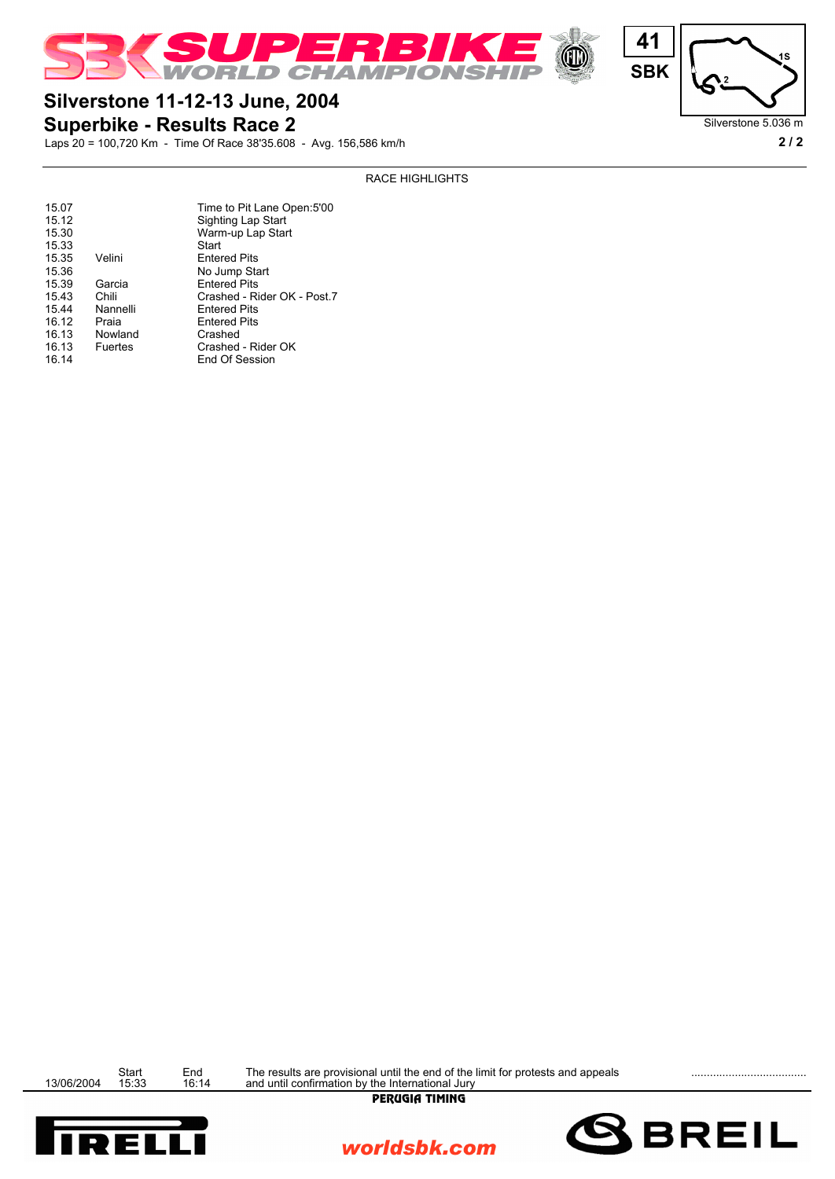# Silverstone 11-12-13 June, 2004

## Superbike - Results Race 2

Laps 20 = 100,720 Km - Time Of Race 38'35.608 - Avg. 156,586 km/h

41 SBK

Silverstone 5.036 m

RACE HIGHLIGHTS

| | | |
|---|---|---|
| 15.07 | | Time to Pit Lane Open:5'00 |
| 15.12 | | Sighting Lap Start |
| 15.30 | | Warm-up Lap Start |
| 15.33 | | Start |
| 15.35 | Velini | Entered Pits |
| 15.36 | | No Jump Start |
| 15.39 | Garcia | Entered Pits |
| 15.43 | Chili | Crashed - Rider OK - Post.7 |
| 15.44 | Nannelli | Entered Pits |
| 16.12 | Praia | Entered Pits |
| 16.13 | Nowland | Crashed |
| 16.13 | Fuertes | Crashed - Rider OK |
| 16.14 | | End Of Session |

| | Start | End |
|---|---|---|
| 13/06/2004 | 15:33 | 16:14 |

The results are provisional until the end of the limit for protests and appeals and until confirmation by the International Jury

PERUGIA TIMING

worldsbk.com